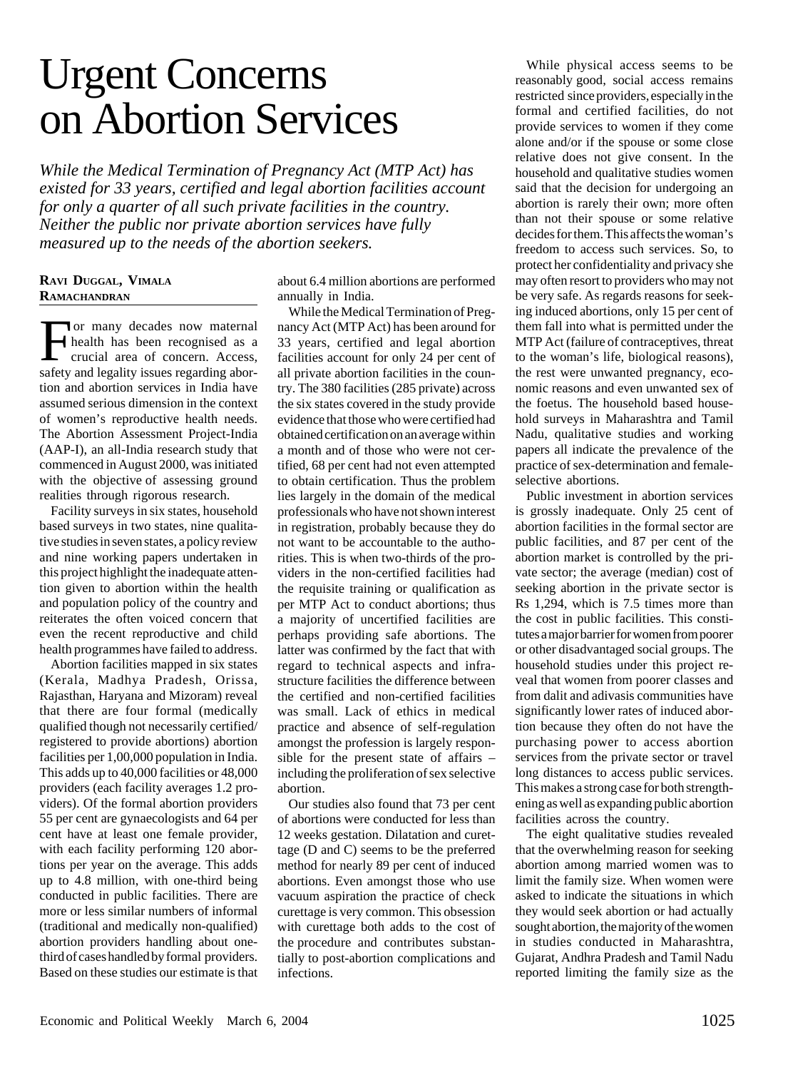# Urgent Concerns on Abortion Services

*While the Medical Termination of Pregnancy Act (MTP Act) has existed for 33 years, certified and legal abortion facilities account for only a quarter of all such private facilities in the country. Neither the public nor private abortion services have fully measured up to the needs of the abortion seekers.*

**RAVI DUGGAL, VIMALA RAMACHANDRAN**

For many decades now maternal health has been recognised as a crucial area of concern. Access, safety and legality issues regarding abortion and abortion services in India have assumed serious dimension in the context of women's reproductive health needs. The Abortion Assessment Project-India (AAP-I), an all-India research study that commenced in August 2000, was initiated with the objective of assessing ground realities through rigorous research.

Facility surveys in six states, household based surveys in two states, nine qualitative studies in seven states, a policy review and nine working papers undertaken in this project highlight the inadequate attention given to abortion within the health and population policy of the country and reiterates the often voiced concern that even the recent reproductive and child health programmes have failed to address.

Abortion facilities mapped in six states (Kerala, Madhya Pradesh, Orissa, Rajasthan, Haryana and Mizoram) reveal that there are four formal (medically qualified though not necessarily certified/registered to provide abortions) abortion facilities per 1,00,000 population in India. This adds up to 40,000 facilities or 48,000 providers (each facility averages 1.2 providers). Of the formal abortion providers 55 per cent are gynaecologists and 64 per cent have at least one female provider, with each facility performing 120 abortions per year on the average. This adds up to 4.8 million, with one-third being conducted in public facilities. There are more or less similar numbers of informal (traditional and medically non-qualified) abortion providers handling about one-third of cases handled by formal providers. Based on these studies our estimate is that about 6.4 million abortions are performed annually in India.

While the Medical Termination of Pregnancy Act (MTP Act) has been around for 33 years, certified and legal abortion facilities account for only 24 per cent of all private abortion facilities in the country. The 380 facilities (285 private) across the six states covered in the study provide evidence that those who were certified had obtained certification on an average within a month and of those who were not certified, 68 per cent had not even attempted to obtain certification. Thus the problem lies largely in the domain of the medical professionals who have not shown interest in registration, probably because they do not want to be accountable to the authorities. This is when two-thirds of the providers in the non-certified facilities had the requisite training or qualification as per MTP Act to conduct abortions; thus a majority of uncertified facilities are perhaps providing safe abortions. The latter was confirmed by the fact that with regard to technical aspects and infrastructure facilities the difference between the certified and non-certified facilities was small. Lack of ethics in medical practice and absence of self-regulation amongst the profession is largely responsible for the present state of affairs – including the proliferation of sex selective abortion.

Our studies also found that 73 per cent of abortions were conducted for less than 12 weeks gestation. Dilatation and curettage (D and C) seems to be the preferred method for nearly 89 per cent of induced abortions. Even amongst those who use vacuum aspiration the practice of check curettage is very common. This obsession with curettage both adds to the cost of the procedure and contributes substantially to post-abortion complications and infections.

While physical access seems to be reasonably good, social access remains restricted since providers, especially in the formal and certified facilities, do not provide services to women if they come alone and/or if the spouse or some close relative does not give consent. In the household and qualitative studies women said that the decision for undergoing an abortion is rarely their own; more often than not their spouse or some relative decides for them. This affects the woman's freedom to access such services. So, to protect her confidentiality and privacy she may often resort to providers who may not be very safe. As regards reasons for seeking induced abortions, only 15 per cent of them fall into what is permitted under the MTP Act (failure of contraceptives, threat to the woman's life, biological reasons), the rest were unwanted pregnancy, economic reasons and even unwanted sex of the foetus. The household based household surveys in Maharashtra and Tamil Nadu, qualitative studies and working papers all indicate the prevalence of the practice of sex-determination and female-selective abortions.

Public investment in abortion services is grossly inadequate. Only 25 cent of abortion facilities in the formal sector are public facilities, and 87 per cent of the abortion market is controlled by the private sector; the average (median) cost of seeking abortion in the private sector is Rs 1,294, which is 7.5 times more than the cost in public facilities. This constitutes a major barrier for women from poorer or other disadvantaged social groups. The household studies under this project reveal that women from poorer classes and from dalit and adivasis communities have significantly lower rates of induced abortion because they often do not have the purchasing power to access abortion services from the private sector or travel long distances to access public services. This makes a strong case for both strengthening as well as expanding public abortion facilities across the country.

The eight qualitative studies revealed that the overwhelming reason for seeking abortion among married women was to limit the family size. When women were asked to indicate the situations in which they would seek abortion or had actually sought abortion, the majority of the women in studies conducted in Maharashtra, Gujarat, Andhra Pradesh and Tamil Nadu reported limiting the family size as the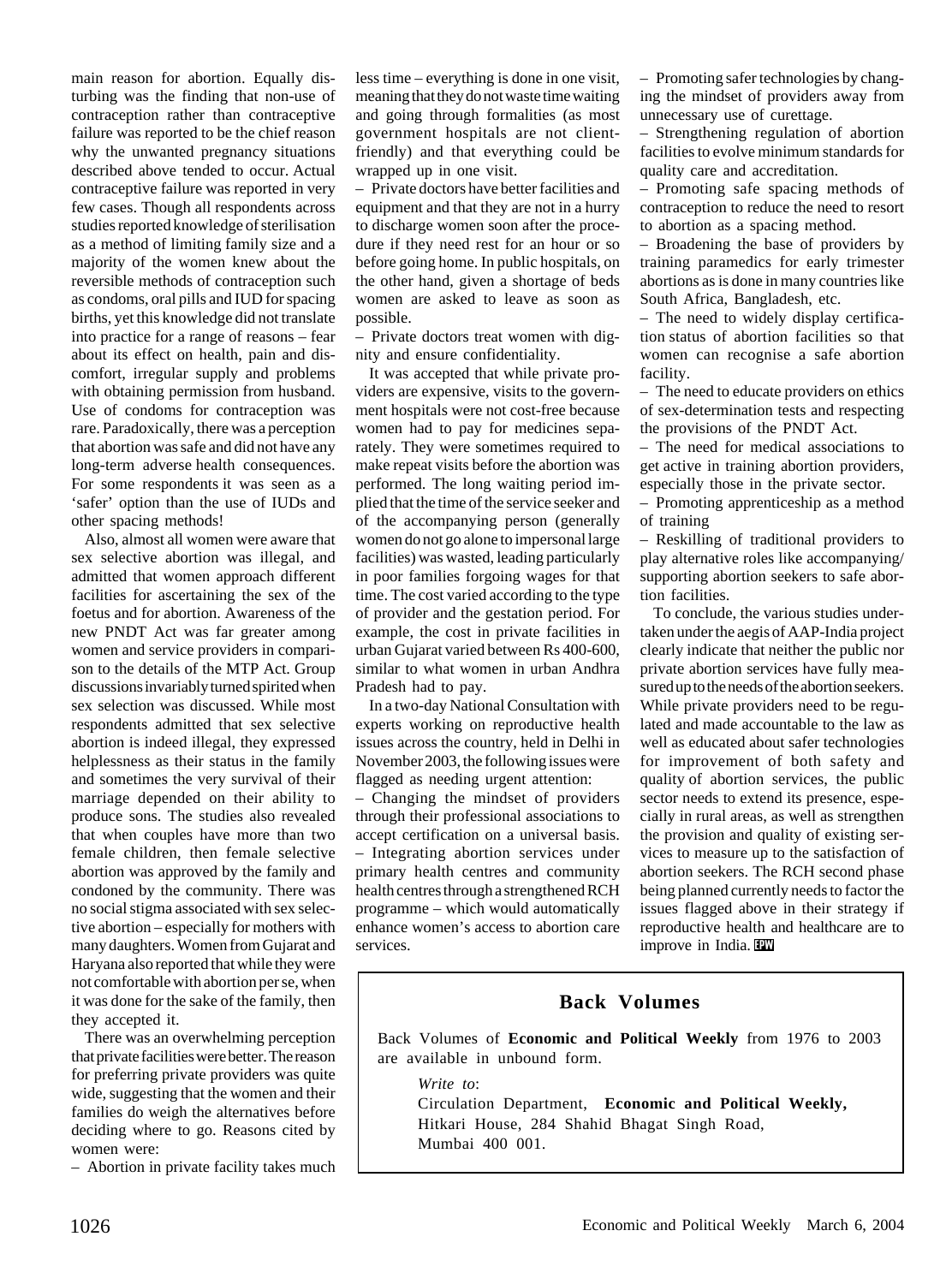main reason for abortion. Equally disturbing was the finding that non-use of contraception rather than contraceptive failure was reported to be the chief reason why the unwanted pregnancy situations described above tended to occur. Actual contraceptive failure was reported in very few cases. Though all respondents across studies reported knowledge of sterilisation as a method of limiting family size and a majority of the women knew about the reversible methods of contraception such as condoms, oral pills and IUD for spacing births, yet this knowledge did not translate into practice for a range of reasons – fear about its effect on health, pain and discomfort, irregular supply and problems with obtaining permission from husband. Use of condoms for contraception was rare. Paradoxically, there was a perception that abortion was safe and did not have any long-term adverse health consequences. For some respondents it was seen as a 'safer' option than the use of IUDs and other spacing methods!

Also, almost all women were aware that sex selective abortion was illegal, and admitted that women approach different facilities for ascertaining the sex of the foetus and for abortion. Awareness of the new PNDT Act was far greater among women and service providers in comparison to the details of the MTP Act. Group discussions invariably turned spirited when sex selection was discussed. While most respondents admitted that sex selective abortion is indeed illegal, they expressed helplessness as their status in the family and sometimes the very survival of their marriage depended on their ability to produce sons. The studies also revealed that when couples have more than two female children, then female selective abortion was approved by the family and condoned by the community. There was no social stigma associated with sex selective abortion – especially for mothers with many daughters. Women from Gujarat and Haryana also reported that while they were not comfortable with abortion per se, when it was done for the sake of the family, then they accepted it.

There was an overwhelming perception that private facilities were better. The reason for preferring private providers was quite wide, suggesting that the women and their families do weigh the alternatives before deciding where to go. Reasons cited by women were:

– Abortion in private facility takes much less time – everything is done in one visit, meaning that they do not waste time waiting and going through formalities (as most government hospitals are not client-friendly) and that everything could be wrapped up in one visit.

– Private doctors have better facilities and equipment and that they are not in a hurry to discharge women soon after the procedure if they need rest for an hour or so before going home. In public hospitals, on the other hand, given a shortage of beds women are asked to leave as soon as possible.

– Private doctors treat women with dignity and ensure confidentiality.

It was accepted that while private providers are expensive, visits to the government hospitals were not cost-free because women had to pay for medicines separately. They were sometimes required to make repeat visits before the abortion was performed. The long waiting period implied that the time of the service seeker and of the accompanying person (generally women do not go alone to impersonal large facilities) was wasted, leading particularly in poor families forgoing wages for that time. The cost varied according to the type of provider and the gestation period. For example, the cost in private facilities in urban Gujarat varied between Rs 400-600, similar to what women in urban Andhra Pradesh had to pay.

In a two-day National Consultation with experts working on reproductive health issues across the country, held in Delhi in November 2003, the following issues were flagged as needing urgent attention:

– Changing the mindset of providers through their professional associations to accept certification on a universal basis.

– Integrating abortion services under primary health centres and community health centres through a strengthened RCH programme – which would automatically enhance women's access to abortion care services.

– Promoting safer technologies by changing the mindset of providers away from unnecessary use of curettage.

– Strengthening regulation of abortion facilities to evolve minimum standards for quality care and accreditation.

– Promoting safe spacing methods of contraception to reduce the need to resort to abortion as a spacing method.

– Broadening the base of providers by training paramedics for early trimester abortions as is done in many countries like South Africa, Bangladesh, etc.

– The need to widely display certification status of abortion facilities so that women can recognise a safe abortion facility.

– The need to educate providers on ethics of sex-determination tests and respecting the provisions of the PNDT Act.

– The need for medical associations to get active in training abortion providers, especially those in the private sector.

– Promoting apprenticeship as a method of training

– Reskilling of traditional providers to play alternative roles like accompanying/supporting abortion seekers to safe abortion facilities.

To conclude, the various studies undertaken under the aegis of AAP-India project clearly indicate that neither the public nor private abortion services have fully measured up to the needs of the abortion seekers. While private providers need to be regulated and made accountable to the law as well as educated about safer technologies for improvement of both safety and quality of abortion services, the public sector needs to extend its presence, especially in rural areas, as well as strengthen the provision and quality of existing services to measure up to the satisfaction of abortion seekers. The RCH second phase being planned currently needs to factor the issues flagged above in their strategy if reproductive health and healthcare are to improve in India. **EPW**

## Back Volumes

Back Volumes of **Economic and Political Weekly** from 1976 to 2003 are available in unbound form.

*Write to*:
Circulation Department, **Economic and Political Weekly,**
Hitkari House, 284 Shahid Bhagat Singh Road,
Mumbai 400 001.